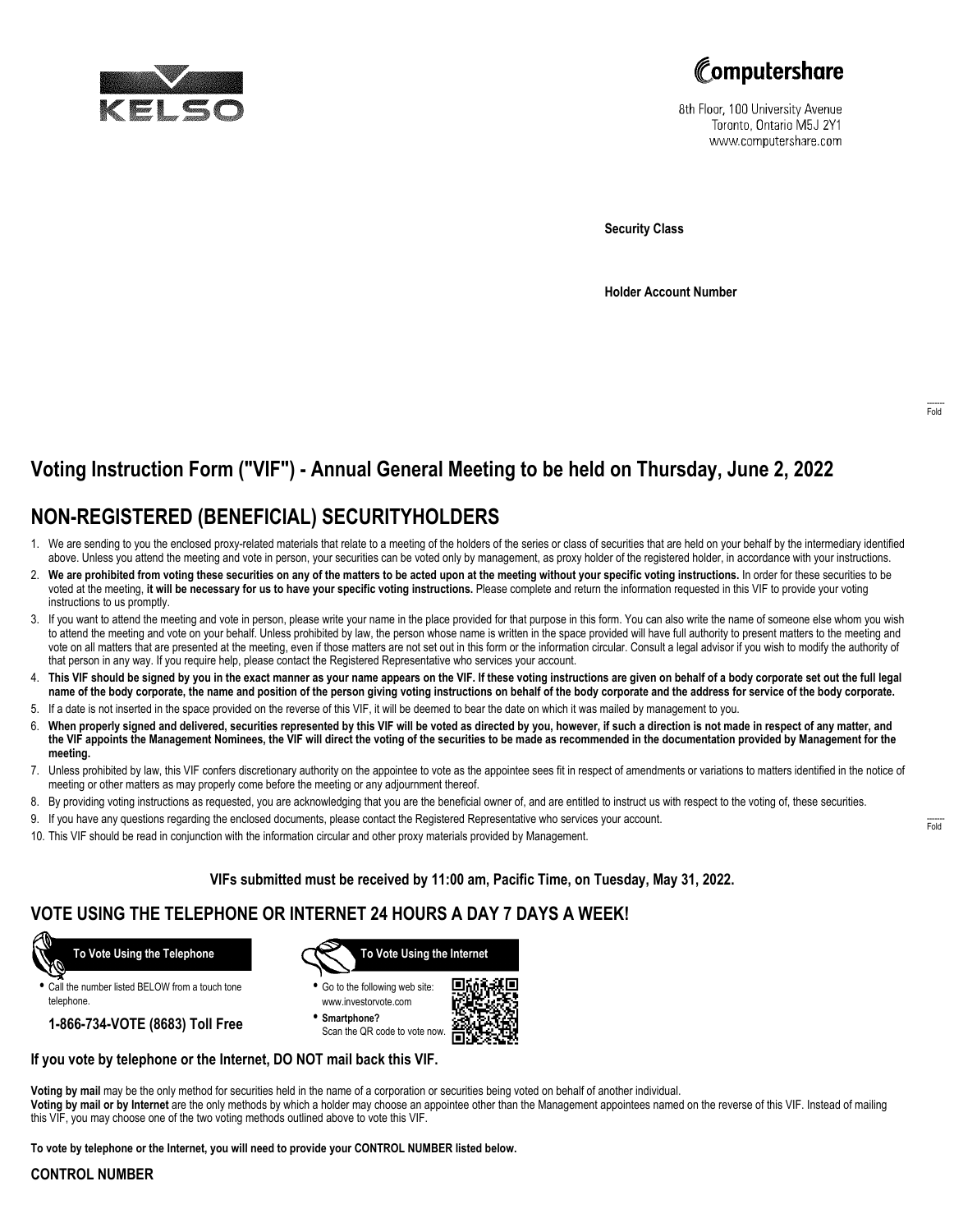KELSO

Computershare

8th Floor, 100 University Avenue
Toronto, Ontario M5J 2Y1
www.computershare.com

**Security Class**

**Holder Account Number**

Fold

# Voting Instruction Form ("VIF") - Annual General Meeting to be held on Thursday, June 2, 2022

## NON-REGISTERED (BENEFICIAL) SECURITYHOLDERS

1. We are sending to you the enclosed proxy-related materials that relate to a meeting of the holders of the series or class of securities that are held on your behalf by the intermediary identified above. Unless you attend the meeting and vote in person, your securities can be voted only by management, as proxy holder of the registered holder, in accordance with your instructions.
2. **We are prohibited from voting these securities on any of the matters to be acted upon at the meeting without your specific voting instructions.** In order for these securities to be voted at the meeting, **it will be necessary for us to have your specific voting instructions.** Please complete and return the information requested in this VIF to provide your voting instructions to us promptly.
3. If you want to attend the meeting and vote in person, please write your name in the place provided for that purpose in this form. You can also write the name of someone else whom you wish to attend the meeting and vote on your behalf. Unless prohibited by law, the person whose name is written in the space provided will have full authority to present matters to the meeting and vote on all matters that are presented at the meeting, even if those matters are not set out in this form or the information circular. Consult a legal advisor if you wish to modify the authority of that person in any way. If you require help, please contact the Registered Representative who services your account.
4. **This VIF should be signed by you in the exact manner as your name appears on the VIF. If these voting instructions are given on behalf of a body corporate set out the full legal name of the body corporate, the name and position of the person giving voting instructions on behalf of the body corporate and the address for service of the body corporate.**
5. If a date is not inserted in the space provided on the reverse of this VIF, it will be deemed to bear the date on which it was mailed by management to you.
6. **When properly signed and delivered, securities represented by this VIF will be voted as directed by you, however, if such a direction is not made in respect of any matter, and the VIF appoints the Management Nominees, the VIF will direct the voting of the securities to be made as recommended in the documentation provided by Management for the meeting.**
7. Unless prohibited by law, this VIF confers discretionary authority on the appointee to vote as the appointee sees fit in respect of amendments or variations to matters identified in the notice of meeting or other matters as may properly come before the meeting or any adjournment thereof.
8. By providing voting instructions as requested, you are acknowledging that you are the beneficial owner of, and are entitled to instruct us with respect to the voting of, these securities.
9. If you have any questions regarding the enclosed documents, please contact the Registered Representative who services your account.
10. This VIF should be read in conjunction with the information circular and other proxy materials provided by Management.

Fold

**VIFs submitted must be received by 11:00 am, Pacific Time, on Tuesday, May 31, 2022.**

## VOTE USING THE TELEPHONE OR INTERNET 24 HOURS A DAY 7 DAYS A WEEK!

**To Vote Using the Telephone**

- Call the number listed BELOW from a touch tone telephone.

**1-866-734-VOTE (8683) Toll Free**

**To Vote Using the Internet**

- Go to the following web site: www.investorvote.com
- **Smartphone?** Scan the QR code to vote now.

**If you vote by telephone or the Internet, DO NOT mail back this VIF.**

**Voting by mail** may be the only method for securities held in the name of a corporation or securities being voted on behalf of another individual.
**Voting by mail or by Internet** are the only methods by which a holder may choose an appointee other than the Management appointees named on the reverse of this VIF. Instead of mailing this VIF, you may choose one of the two voting methods outlined above to vote this VIF.

**To vote by telephone or the Internet, you will need to provide your CONTROL NUMBER listed below.**

**CONTROL NUMBER**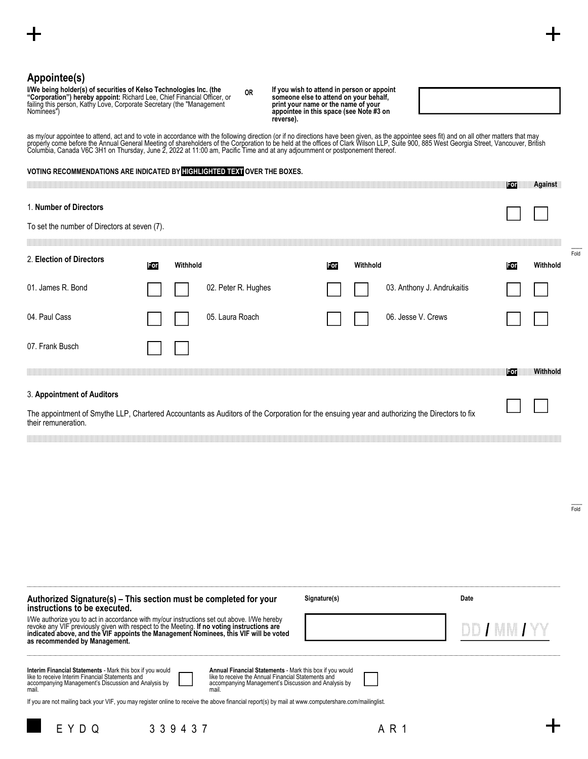## Appointee(s)

**I/We being holder(s) of securities of Kelso Technologies Inc. (the "Corporation") hereby appoint:** Richard Lee, Chief Financial Officer, or failing this person, Kathy Love, Corporate Secretary (the "Management Nominees")

**OR**

**If you wish to attend in person or appoint someone else to attend on your behalf, print your name or the name of your appointee in this space (see Note #3 on reverse).**

as my/our appointee to attend, act and to vote in accordance with the following direction (or if no directions have been given, as the appointee sees fit) and on all other matters that may properly come before the Annual General Meeting of shareholders of the Corporation to be held at the offices of Clark Wilson LLP, Suite 900, 885 West Georgia Street, Vancouver, British Columbia, Canada V6C 3H1 on Thursday, June 2, 2022 at 11:00 am, Pacific Time and at any adjournment or postponement thereof.

**VOTING RECOMMENDATIONS ARE INDICATED BY HIGHLIGHTED TEXT OVER THE BOXES.**

| | For | Against |
|---|---|---|
| 1. **Number of Directors**<br>To set the number of Directors at seven (7). | ☐ | ☐ |

2. **Election of Directors**

| | For | Withhold | | For | Withhold | | For | Withhold |
|---|---|---|---|---|---|---|---|---|
| 01. James R. Bond | ☐ | ☐ | 02. Peter R. Hughes | ☐ | ☐ | 03. Anthony J. Andrukaitis | ☐ | ☐ |
| 04. Paul Cass | ☐ | ☐ | 05. Laura Roach | ☐ | ☐ | 06. Jesse V. Crews | ☐ | ☐ |
| 07. Frank Busch | ☐ | ☐ | | | | | | |

| | For | Withhold |
|---|---|---|
| 3. **Appointment of Auditors**<br>The appointment of Smythe LLP, Chartered Accountants as Auditors of the Corporation for the ensuing year and authorizing the Directors to fix their remuneration. | ☐ | ☐ |

**Authorized Signature(s) – This section must be completed for your instructions to be executed.**

I/We authorize you to act in accordance with my/our instructions set out above. I/We hereby revoke any VIF previously given with respect to the Meeting. **If no voting instructions are indicated above, and the VIF appoints the Management Nominees, this VIF will be voted as recommended by Management.**

Signature(s)

Date

DD / MM / YY

**Interim Financial Statements** - Mark this box if you would like to receive Interim Financial Statements and accompanying Management's Discussion and Analysis by mail. ☐

**Annual Financial Statements** - Mark this box if you would like to receive the Annual Financial Statements and accompanying Management's Discussion and Analysis by mail. ☐

If you are not mailing back your VIF, you may register online to receive the above financial report(s) by mail at www.computershare.com/mailinglist.

E Y D Q 3 3 9 4 3 7 A R 1